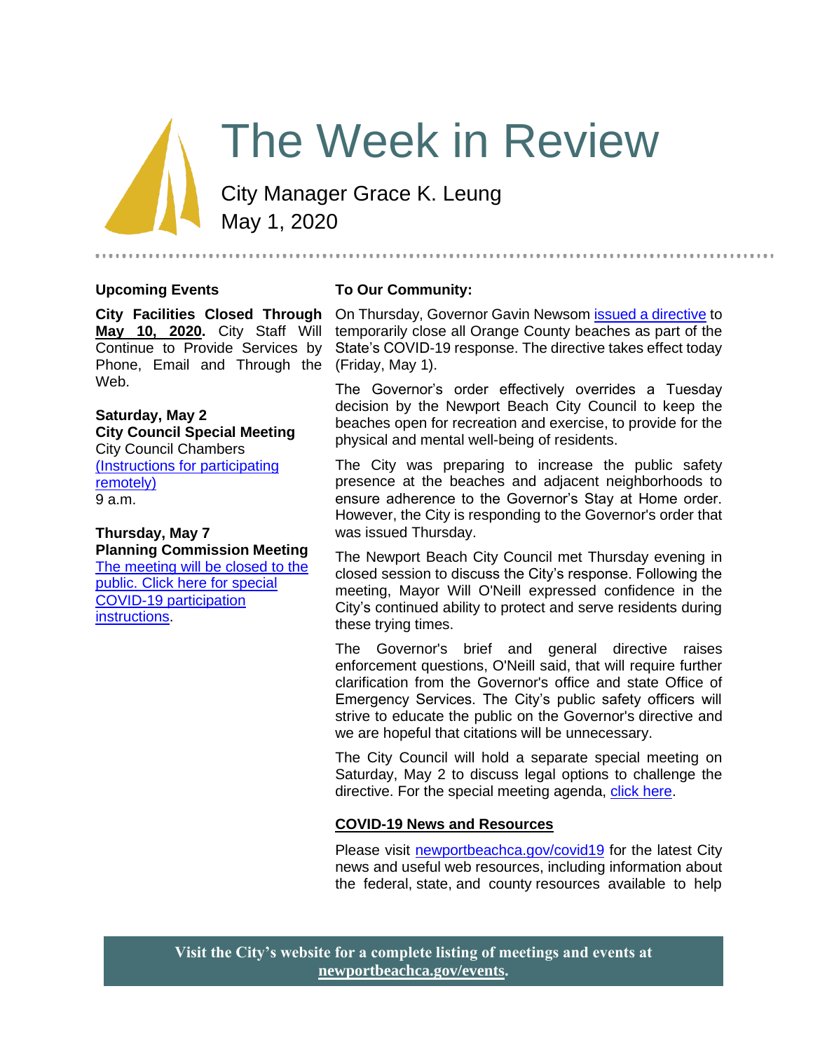# The Week in Review

City Manager Grace K. Leung
May 1, 2020

### Upcoming Events

**City Facilities Closed Through May 10, 2020.** City Staff Will Continue to Provide Services by Phone, Email and Through the Web.

**Saturday, May 2**
**City Council Special Meeting**
City Council Chambers
(Instructions for participating remotely)
9 a.m.

**Thursday, May 7**
**Planning Commission Meeting**
The meeting will be closed to the public. Click here for special COVID-19 participation instructions.

### To Our Community:

On Thursday, Governor Gavin Newsom issued a directive to temporarily close all Orange County beaches as part of the State's COVID-19 response. The directive takes effect today (Friday, May 1).

The Governor's order effectively overrides a Tuesday decision by the Newport Beach City Council to keep the beaches open for recreation and exercise, to provide for the physical and mental well-being of residents.

The City was preparing to increase the public safety presence at the beaches and adjacent neighborhoods to ensure adherence to the Governor's Stay at Home order. However, the City is responding to the Governor's order that was issued Thursday.

The Newport Beach City Council met Thursday evening in closed session to discuss the City's response. Following the meeting, Mayor Will O'Neill expressed confidence in the City's continued ability to protect and serve residents during these trying times.

The Governor's brief and general directive raises enforcement questions, O'Neill said, that will require further clarification from the Governor's office and state Office of Emergency Services. The City's public safety officers will strive to educate the public on the Governor's directive and we are hopeful that citations will be unnecessary.

The City Council will hold a separate special meeting on Saturday, May 2 to discuss legal options to challenge the directive. For the special meeting agenda, click here.

### COVID-19 News and Resources

Please visit newportbeachca.gov/covid19 for the latest City news and useful web resources, including information about the federal, state, and county resources available to help

**Visit the City's website for a complete listing of meetings and events at newportbeachca.gov/events.**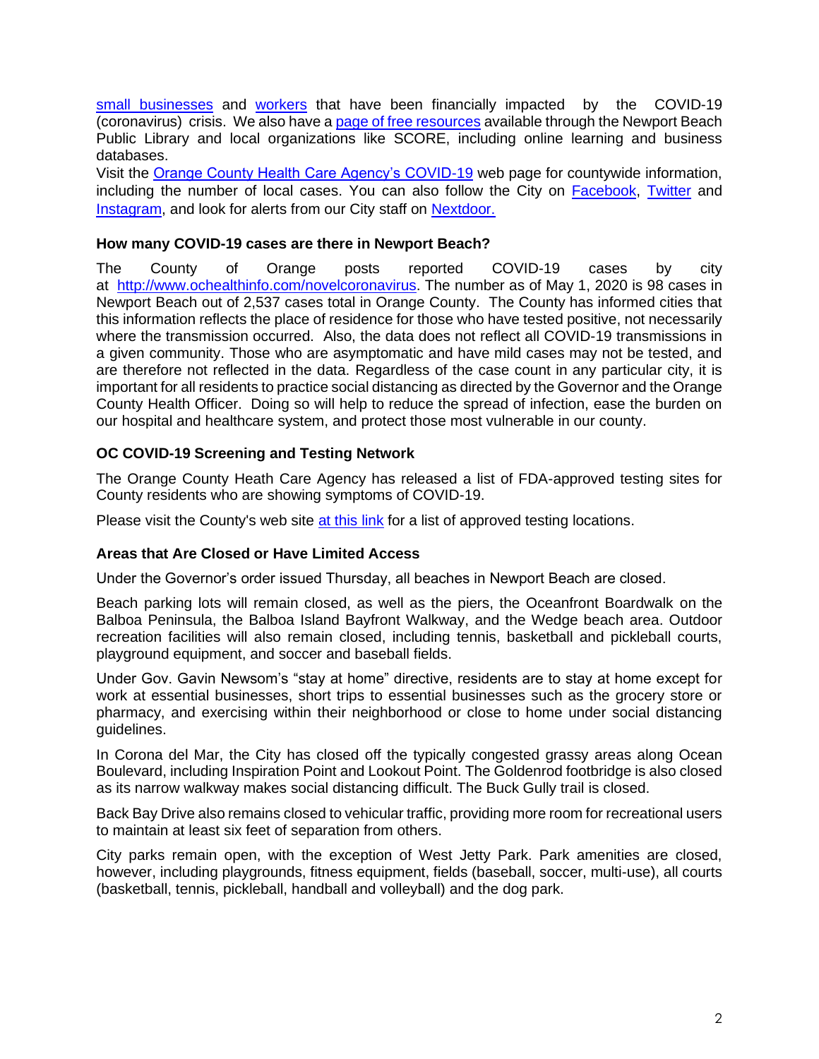small businesses and workers that have been financially impacted by the COVID-19 (coronavirus) crisis. We also have a page of free resources available through the Newport Beach Public Library and local organizations like SCORE, including online learning and business databases.

Visit the Orange County Health Care Agency's COVID-19 web page for countywide information, including the number of local cases. You can also follow the City on Facebook, Twitter and Instagram, and look for alerts from our City staff on Nextdoor.

**How many COVID-19 cases are there in Newport Beach?**

The County of Orange posts reported COVID-19 cases by city at http://www.ochealthinfo.com/novelcoronavirus. The number as of May 1, 2020 is 98 cases in Newport Beach out of 2,537 cases total in Orange County. The County has informed cities that this information reflects the place of residence for those who have tested positive, not necessarily where the transmission occurred. Also, the data does not reflect all COVID-19 transmissions in a given community. Those who are asymptomatic and have mild cases may not be tested, and are therefore not reflected in the data. Regardless of the case count in any particular city, it is important for all residents to practice social distancing as directed by the Governor and the Orange County Health Officer. Doing so will help to reduce the spread of infection, ease the burden on our hospital and healthcare system, and protect those most vulnerable in our county.

**OC COVID-19 Screening and Testing Network**

The Orange County Heath Care Agency has released a list of FDA-approved testing sites for County residents who are showing symptoms of COVID-19.

Please visit the County's web site at this link for a list of approved testing locations.

**Areas that Are Closed or Have Limited Access**

Under the Governor's order issued Thursday, all beaches in Newport Beach are closed.

Beach parking lots will remain closed, as well as the piers, the Oceanfront Boardwalk on the Balboa Peninsula, the Balboa Island Bayfront Walkway, and the Wedge beach area. Outdoor recreation facilities will also remain closed, including tennis, basketball and pickleball courts, playground equipment, and soccer and baseball fields.

Under Gov. Gavin Newsom's "stay at home" directive, residents are to stay at home except for work at essential businesses, short trips to essential businesses such as the grocery store or pharmacy, and exercising within their neighborhood or close to home under social distancing guidelines.

In Corona del Mar, the City has closed off the typically congested grassy areas along Ocean Boulevard, including Inspiration Point and Lookout Point. The Goldenrod footbridge is also closed as its narrow walkway makes social distancing difficult. The Buck Gully trail is closed.

Back Bay Drive also remains closed to vehicular traffic, providing more room for recreational users to maintain at least six feet of separation from others.

City parks remain open, with the exception of West Jetty Park. Park amenities are closed, however, including playgrounds, fitness equipment, fields (baseball, soccer, multi-use), all courts (basketball, tennis, pickleball, handball and volleyball) and the dog park.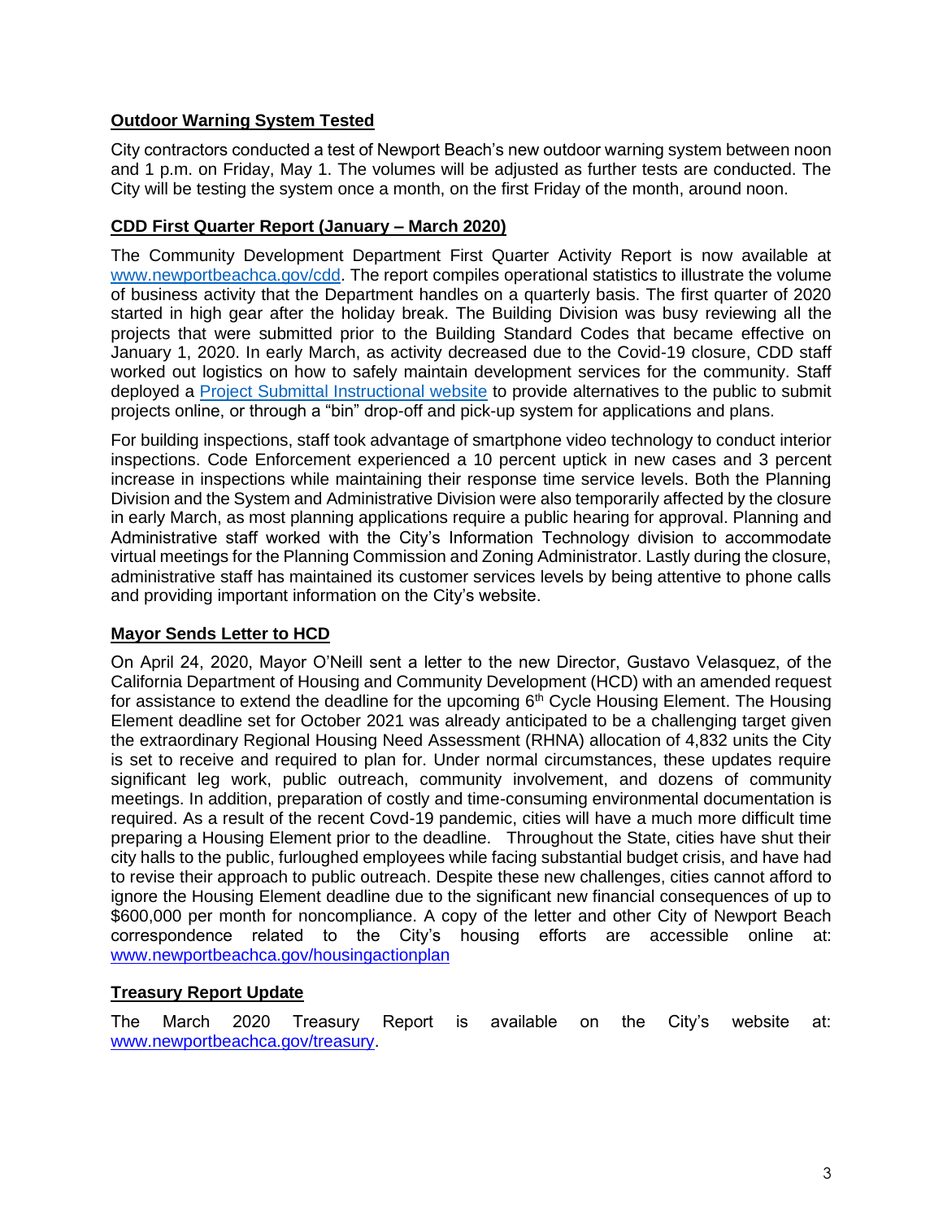## Outdoor Warning System Tested

City contractors conducted a test of Newport Beach's new outdoor warning system between noon and 1 p.m. on Friday, May 1. The volumes will be adjusted as further tests are conducted. The City will be testing the system once a month, on the first Friday of the month, around noon.

## CDD First Quarter Report (January – March 2020)

The Community Development Department First Quarter Activity Report is now available at [www.newportbeachca.gov/cdd](www.newportbeachca.gov/cdd). The report compiles operational statistics to illustrate the volume of business activity that the Department handles on a quarterly basis. The first quarter of 2020 started in high gear after the holiday break. The Building Division was busy reviewing all the projects that were submitted prior to the Building Standard Codes that became effective on January 1, 2020. In early March, as activity decreased due to the Covid-19 closure, CDD staff worked out logistics on how to safely maintain development services for the community. Staff deployed a Project Submittal Instructional website to provide alternatives to the public to submit projects online, or through a "bin" drop-off and pick-up system for applications and plans.

For building inspections, staff took advantage of smartphone video technology to conduct interior inspections. Code Enforcement experienced a 10 percent uptick in new cases and 3 percent increase in inspections while maintaining their response time service levels. Both the Planning Division and the System and Administrative Division were also temporarily affected by the closure in early March, as most planning applications require a public hearing for approval. Planning and Administrative staff worked with the City's Information Technology division to accommodate virtual meetings for the Planning Commission and Zoning Administrator. Lastly during the closure, administrative staff has maintained its customer services levels by being attentive to phone calls and providing important information on the City's website.

## Mayor Sends Letter to HCD

On April 24, 2020, Mayor O'Neill sent a letter to the new Director, Gustavo Velasquez, of the California Department of Housing and Community Development (HCD) with an amended request for assistance to extend the deadline for the upcoming 6th Cycle Housing Element. The Housing Element deadline set for October 2021 was already anticipated to be a challenging target given the extraordinary Regional Housing Need Assessment (RHNA) allocation of 4,832 units the City is set to receive and required to plan for. Under normal circumstances, these updates require significant leg work, public outreach, community involvement, and dozens of community meetings. In addition, preparation of costly and time-consuming environmental documentation is required. As a result of the recent Covd-19 pandemic, cities will have a much more difficult time preparing a Housing Element prior to the deadline. Throughout the State, cities have shut their city halls to the public, furloughed employees while facing substantial budget crisis, and have had to revise their approach to public outreach. Despite these new challenges, cities cannot afford to ignore the Housing Element deadline due to the significant new financial consequences of up to $600,000 per month for noncompliance. A copy of the letter and other City of Newport Beach correspondence related to the City's housing efforts are accessible online at: [www.newportbeachca.gov/housingactionplan](www.newportbeachca.gov/housingactionplan)

## Treasury Report Update

The March 2020 Treasury Report is available on the City's website at: [www.newportbeachca.gov/treasury](www.newportbeachca.gov/treasury).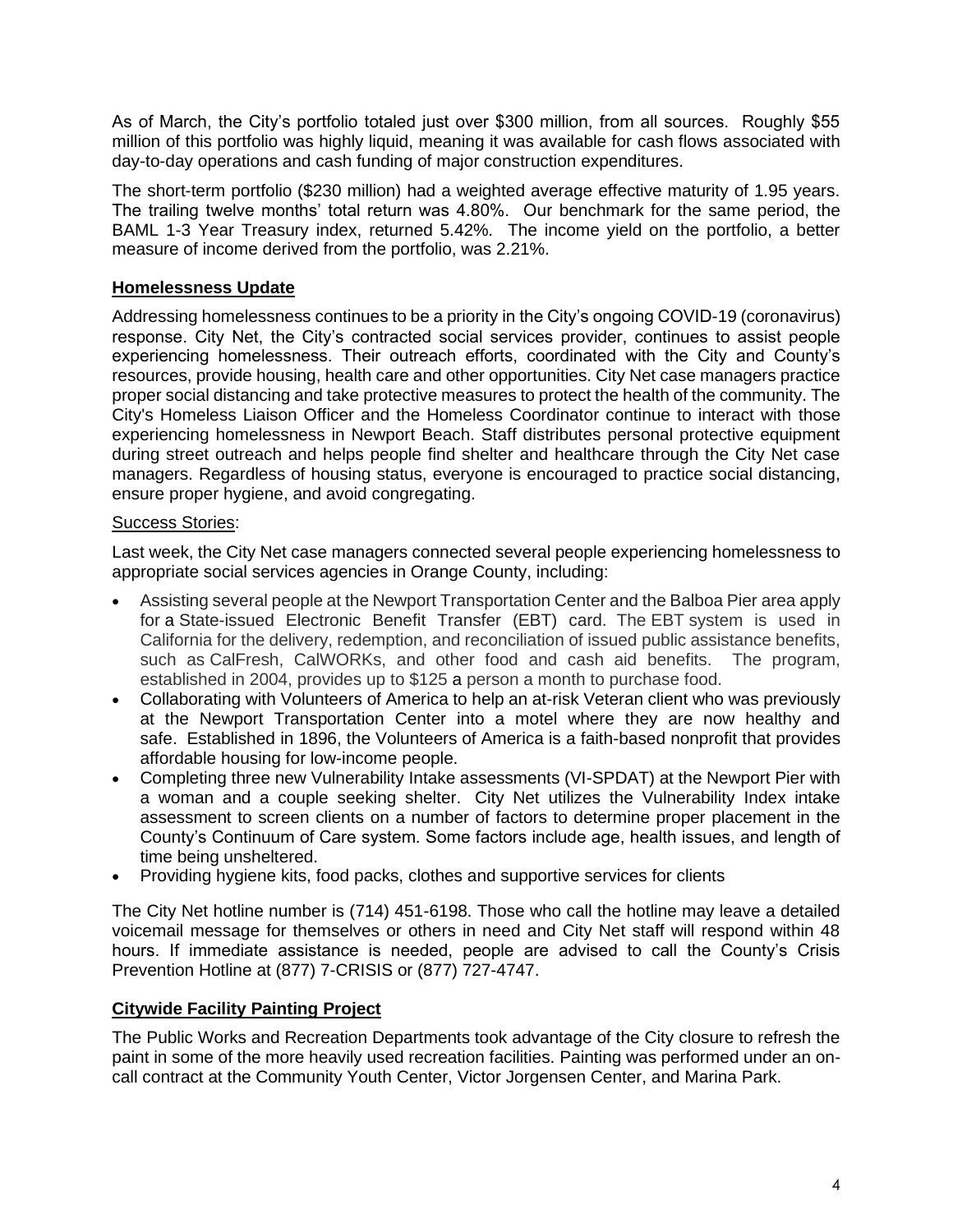As of March, the City's portfolio totaled just over $300 million, from all sources. Roughly $55 million of this portfolio was highly liquid, meaning it was available for cash flows associated with day-to-day operations and cash funding of major construction expenditures.

The short-term portfolio ($230 million) had a weighted average effective maturity of 1.95 years. The trailing twelve months' total return was 4.80%. Our benchmark for the same period, the BAML 1-3 Year Treasury index, returned 5.42%. The income yield on the portfolio, a better measure of income derived from the portfolio, was 2.21%.

## Homelessness Update

Addressing homelessness continues to be a priority in the City's ongoing COVID-19 (coronavirus) response. City Net, the City's contracted social services provider, continues to assist people experiencing homelessness. Their outreach efforts, coordinated with the City and County's resources, provide housing, health care and other opportunities. City Net case managers practice proper social distancing and take protective measures to protect the health of the community. The City's Homeless Liaison Officer and the Homeless Coordinator continue to interact with those experiencing homelessness in Newport Beach. Staff distributes personal protective equipment during street outreach and helps people find shelter and healthcare through the City Net case managers. Regardless of housing status, everyone is encouraged to practice social distancing, ensure proper hygiene, and avoid congregating.

Success Stories:

Last week, the City Net case managers connected several people experiencing homelessness to appropriate social services agencies in Orange County, including:

- Assisting several people at the Newport Transportation Center and the Balboa Pier area apply for a State-issued Electronic Benefit Transfer (EBT) card. The EBT system is used in California for the delivery, redemption, and reconciliation of issued public assistance benefits, such as CalFresh, CalWORKs, and other food and cash aid benefits. The program, established in 2004, provides up to $125 a person a month to purchase food.
- Collaborating with Volunteers of America to help an at-risk Veteran client who was previously at the Newport Transportation Center into a motel where they are now healthy and safe. Established in 1896, the Volunteers of America is a faith-based nonprofit that provides affordable housing for low-income people.
- Completing three new Vulnerability Intake assessments (VI-SPDAT) at the Newport Pier with a woman and a couple seeking shelter. City Net utilizes the Vulnerability Index intake assessment to screen clients on a number of factors to determine proper placement in the County's Continuum of Care system. Some factors include age, health issues, and length of time being unsheltered.
- Providing hygiene kits, food packs, clothes and supportive services for clients

The City Net hotline number is (714) 451-6198. Those who call the hotline may leave a detailed voicemail message for themselves or others in need and City Net staff will respond within 48 hours. If immediate assistance is needed, people are advised to call the County's Crisis Prevention Hotline at (877) 7-CRISIS or (877) 727-4747.

## Citywide Facility Painting Project

The Public Works and Recreation Departments took advantage of the City closure to refresh the paint in some of the more heavily used recreation facilities. Painting was performed under an on-call contract at the Community Youth Center, Victor Jorgensen Center, and Marina Park.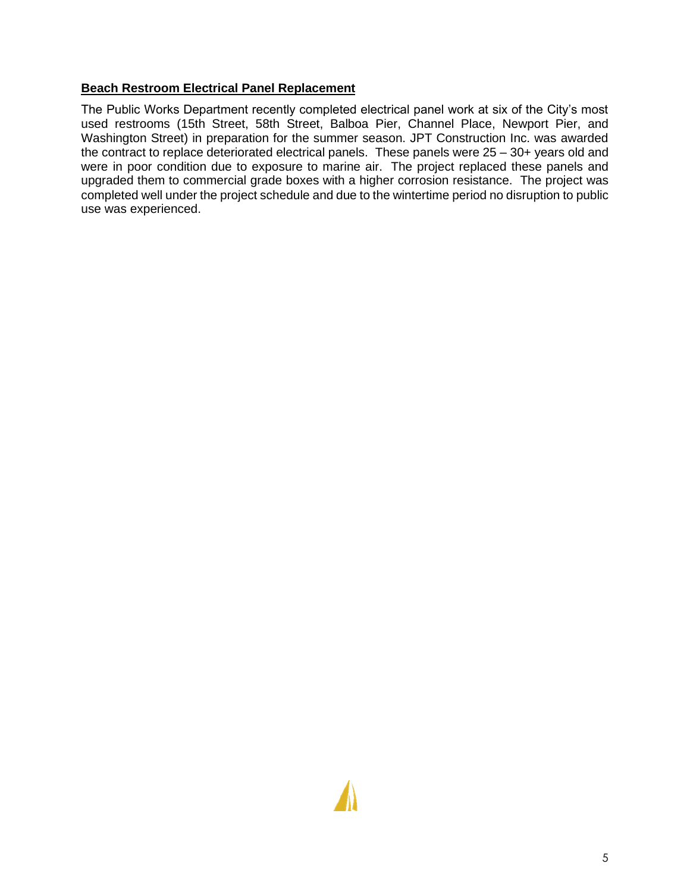**Beach Restroom Electrical Panel Replacement**

The Public Works Department recently completed electrical panel work at six of the City's most used restrooms (15th Street, 58th Street, Balboa Pier, Channel Place, Newport Pier, and Washington Street) in preparation for the summer season. JPT Construction Inc. was awarded the contract to replace deteriorated electrical panels. These panels were 25 – 30+ years old and were in poor condition due to exposure to marine air. The project replaced these panels and upgraded them to commercial grade boxes with a higher corrosion resistance. The project was completed well under the project schedule and due to the wintertime period no disruption to public use was experienced.